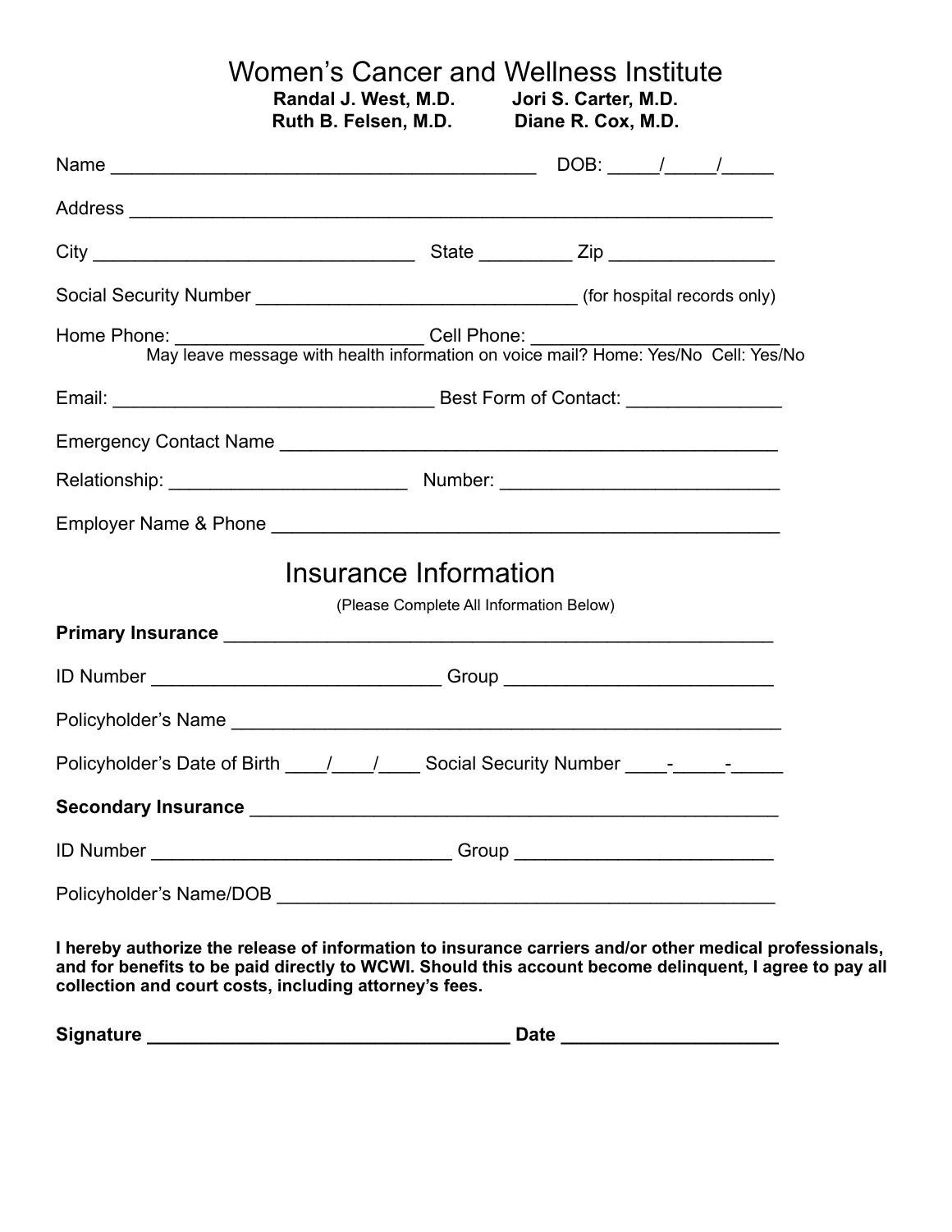# Women's Cancer and Wellness Institute

**Randal J. Westt, M.D.** **Jori S. Carter, M.D.**
**Ruth B. Felsen, M.D.** **Diane R. Cox, M.D.**

Name ________________________________________ DOB: _____/_____/_____

Address ____________________________________________________________

City ______________________________ State _________ Zip ________________

Social Security Number ______________________________ (for hospital records only)

Home Phone: ________________________ Cell Phone: ________________________

May leave message with health information on voice mail? Home: Yes/No Cell: Yes/No

Email: ______________________________ Best Form of Contact: _______________

Emergency Contact Name _______________________________________________

Relationship: ______________________ Number: __________________________

Employer Name & Phone ________________________________________________

## Insurance Information

(Please Complete All Information Below)

**Primary Insurance** ____________________________________________________

ID Number ___________________________ Group _________________________

Policyholder's Name ____________________________________________________

Policyholder's Date of Birth ____/____/____ Social Security Number ____-_____-_____

**Secondary Insurance** __________________________________________________

ID Number ____________________________ Group ________________________

Policyholder's Name/DOB ______________________________________________

**I hereby authorize the release of information to insurance carriers and/or other medical professionals, and for benefits to be paid directly to WCWI. Should this account become delinquent, I agree to pay all collection and court costs, including attorney's fees.**

**Signature** ___________________________________ **Date** ____________________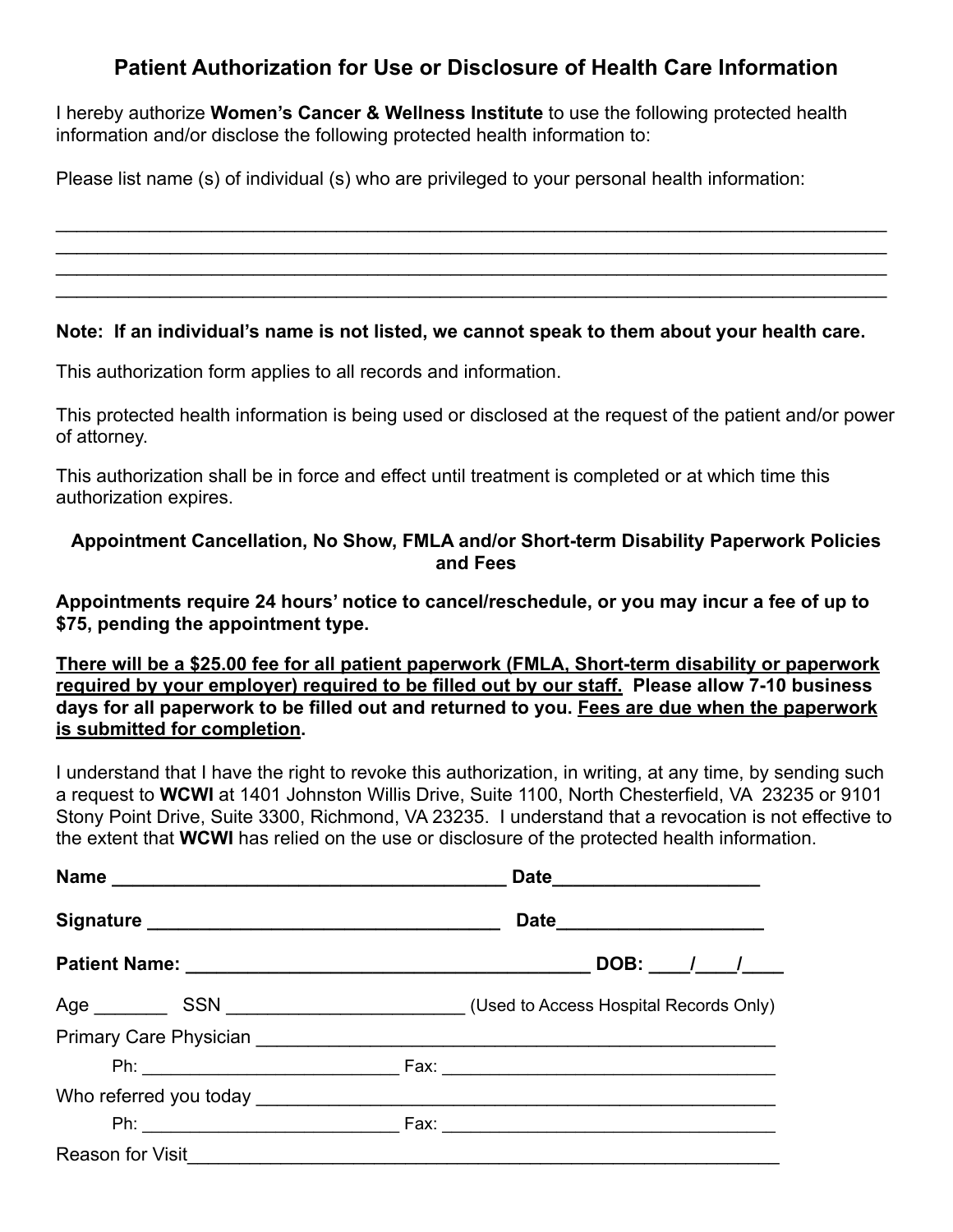## Patient Authorization for Use or Disclosure of Health Care Information

I hereby authorize **Women's Cancer & Wellness Institute** to use the following protected health information and/or disclose the following protected health information to:

Please list name (s) of individual (s) who are privileged to your personal health information:

___________________________________________________________________________
___________________________________________________________________________
___________________________________________________________________________
___________________________________________________________________________

**Note: If an individual's name is not listed, we cannot speak to them about your health care.**

This authorization form applies to all records and information.

This protected health information is being used or disclosed at the request of the patient and/or power of attorney.

This authorization shall be in force and effect until treatment is completed or at which time this authorization expires.

### Appointment Cancellation, No Show, FMLA and/or Short-term Disability Paperwork Policies and Fees

**Appointments require 24 hours' notice to cancel/reschedule, or you may incur a fee of up to $75, pending the appointment type.**

**<u>There will be a $25.00 fee for all patient paperwork (FMLA, Short-term disability or paperwork required by your employer) required to be filled out by our staff.</u> Please allow 7-10 business days for all paperwork to be filled out and returned to you. <u>Fees are due when the paperwork is submitted for completion</u>.**

I understand that I have the right to revoke this authorization, in writing, at any time, by sending such a request to **WCWI** at 1401 Johnston Willis Drive, Suite 1100, North Chesterfield, VA 23235 or 9101 Stony Point Drive, Suite 3300, Richmond, VA 23235. I understand that a revocation is not effective to the extent that **WCWI** has relied on the use or disclosure of the protected health information.

**Name** _______________________________________ **Date**____________________

**Signature** __________________________________ **Date**____________________

**Patient Name:** ________________________________________ **DOB:** ____/____/____

Age _______ SSN _______________________ (Used to Access Hospital Records Only)

Primary Care Physician ___________________________________________________

Ph: _________________________ Fax: __________________________________

Who referred you today ___________________________________________________

Ph: _________________________ Fax: __________________________________

Reason for Visit___________________________________________________________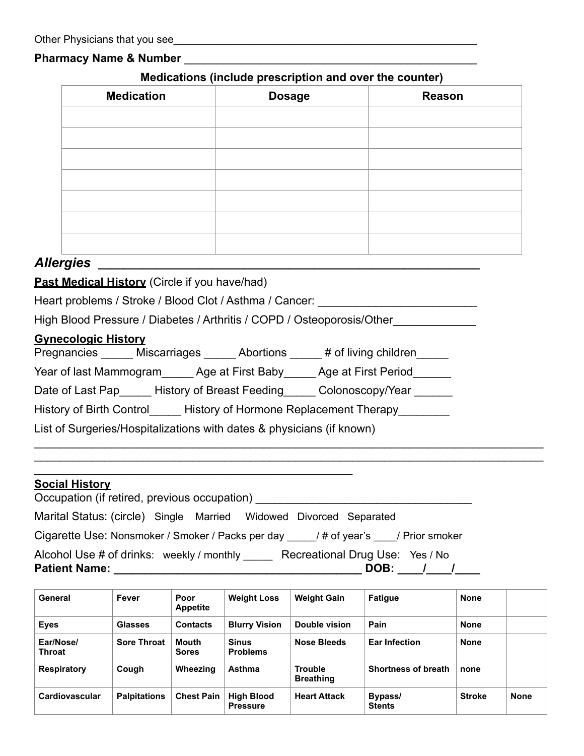Other Physicians that you see_____________________________________________________

**Pharmacy Name & Number ______________________________________________**

**Medications (include prescription and over the counter)**

| Medication | Dosage | Reason |
|---|---|---|
| | | |
| | | |
| | | |
| | | |
| | | |
| | | |
| | | |

***Allergies*** **_____________________________________________________**

**Past Medical History** (Circle if you have/had)

Heart problems / Stroke / Blood Clot / Asthma / Cancer: ________________________

High Blood Pressure / Diabetes / Arthritis / COPD / Osteoporosis/Other_____________

**Gynecologic History**

Pregnancies _____ Miscarriages _____ Abortions _____ # of living children_____

Year of last Mammogram_____ Age at First Baby_____ Age at First Period______

Date of Last Pap_____ History of Breast Feeding_____ Colonoscopy/Year ______

History of Birth Control_____ History of Hormone Replacement Therapy________

List of Surgeries/Hospitalizations with dates & physicians (if known)

_____________________________________________________________________________

_____________________________________________________________________________

_______________________________________________

**Social History**

Occupation (if retired, previous occupation) _________________________________

Marital Status: (circle) Single Married Widowed Divorced Separated

Cigarette Use: Nonsmoker / Smoker / Packs per day _____/ # of year's ____/ Prior smoker

Alcohol Use # of drinks: weekly / monthly _____ Recreational Drug Use: Yes / No

**Patient Name: ____________________________________ DOB: ____/____/____**

| General | Fever | Poor Appetite | Weight Loss | Weight Gain | Fatigue | None | |
|---|---|---|---|---|---|---|---|
| Eyes | Glasses | Contacts | Blurry Vision | Double vision | Pain | None | |
| Ear/Nose/ Throat | Sore Throat | Mouth Sores | Sinus Problems | Nose Bleeds | Ear Infection | None | |
| Respiratory | Cough | Wheezing | Asthma | Trouble Breathing | Shortness of breath | none | |
| Cardiovascular | Palpitations | Chest Pain | High Blood Pressure | Heart Attack | Bypass/ Stents | Stroke | None |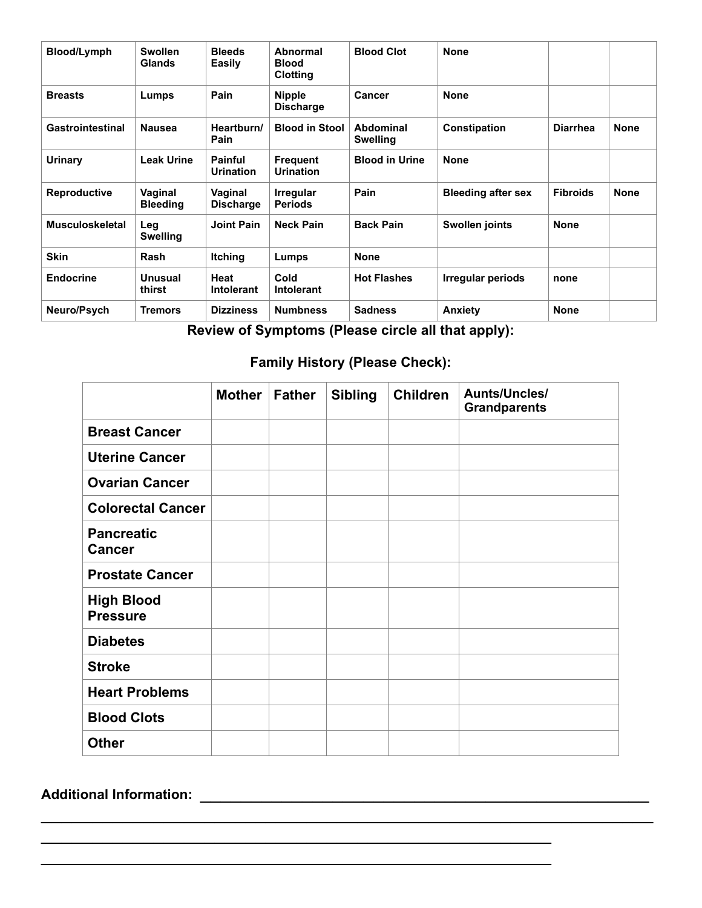| | | | | | | | |
|---|---|---|---|---|---|---|---|
| **Blood/Lymph** | **Swollen Glands** | **Bleeds Easily** | **Abnormal Blood Clotting** | **Blood Clot** | **None** | | |
| **Breasts** | **Lumps** | **Pain** | **Nipple Discharge** | **Cancer** | **None** | | |
| **Gastrointestinal** | **Nausea** | **Heartburn/ Pain** | **Blood in Stool** | **Abdominal Swelling** | **Constipation** | **Diarrhea** | **None** |
| **Urinary** | **Leak Urine** | **Painful Urination** | **Frequent Urination** | **Blood in Urine** | **None** | | |
| **Reproductive** | **Vaginal Bleeding** | **Vaginal Discharge** | **Irregular Periods** | **Pain** | **Bleeding after sex** | **Fibroids** | **None** |
| **Musculoskeletal** | **Leg Swelling** | **Joint Pain** | **Neck Pain** | **Back Pain** | **Swollen joints** | **None** | |
| **Skin** | **Rash** | **Itching** | **Lumps** | **None** | | | |
| **Endocrine** | **Unusual thirst** | **Heat Intolerant** | **Cold Intolerant** | **Hot Flashes** | **Irregular periods** | **none** | |
| **Neuro/Psych** | **Tremors** | **Dizziness** | **Numbness** | **Sadness** | **Anxiety** | **None** | |

**Review of Symptoms (Please circle all that apply):**

**Family History (Please Check):**

| | Mother | Father | Sibling | Children | Aunts/Uncles/ Grandparents |
|---|---|---|---|---|---|
| **Breast Cancer** | | | | | |
| **Uterine Cancer** | | | | | |
| **Ovarian Cancer** | | | | | |
| **Colorectal Cancer** | | | | | |
| **Pancreatic Cancer** | | | | | |
| **Prostate Cancer** | | | | | |
| **High Blood Pressure** | | | | | |
| **Diabetes** | | | | | |
| **Stroke** | | | | | |
| **Heart Problems** | | | | | |
| **Blood Clots** | | | | | |
| **Other** | | | | | |

**Additional Information:** ______________________________________________________________

______________________________________________________________________________

______________________________________________________________________

______________________________________________________________________